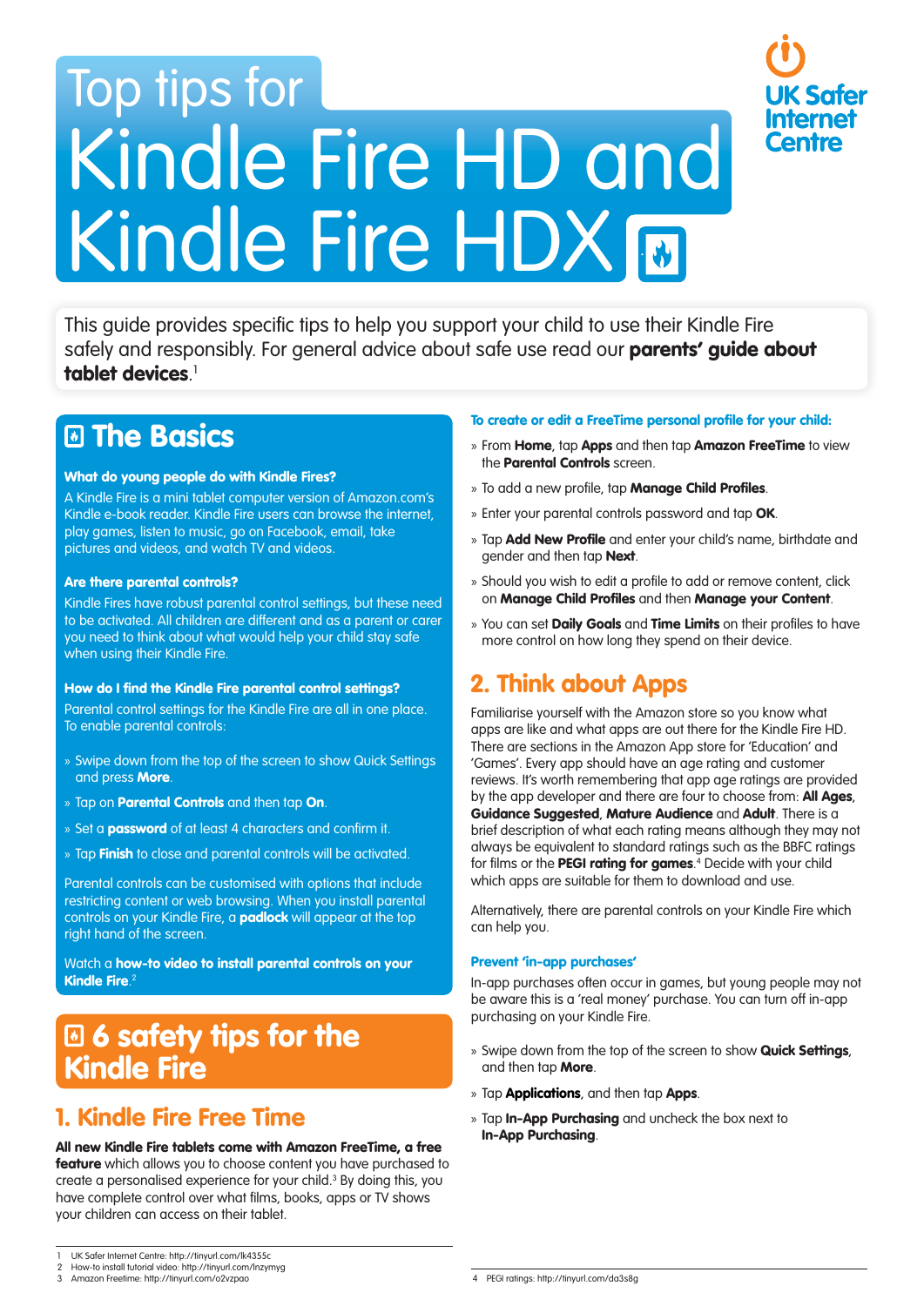# Top tips for Kindle Fire HD and Kindle Fire HDX

UK Safer Internet Centre

This guide provides specific tips to help you support your child to use their Kindle Fire safely and responsibly. For general advice about safe use read our **parents' guide about tablet devices**.[1]

## The Basics

### What do young people do with Kindle Fires?

A Kindle Fire is a mini tablet computer version of Amazon.com's Kindle e-book reader. Kindle Fire users can browse the internet, play games, listen to music, go on Facebook, email, take pictures and videos, and watch TV and videos.

### Are there parental controls?

Kindle Fires have robust parental control settings, but these need to be activated. All children are different and as a parent or carer you need to think about what would help your child stay safe when using their Kindle Fire.

### How do I find the Kindle Fire parental control settings?

Parental control settings for the Kindle Fire are all in one place. To enable parental controls:

- Swipe down from the top of the screen to show Quick Settings and press **More**.
- Tap on **Parental Controls** and then tap **On**.
- Set a **password** of at least 4 characters and confirm it.
- Tap **Finish** to close and parental controls will be activated.

Parental controls can be customised with options that include restricting content or web browsing. When you install parental controls on your Kindle Fire, a **padlock** will appear at the top right hand of the screen.

Watch a **how-to video to install parental controls on your Kindle Fire**.[2]

## 6 safety tips for the Kindle Fire

### 1. Kindle Fire Free Time

**All new Kindle Fire tablets come with Amazon FreeTime, a free feature** which allows you to choose content you have purchased to create a personalised experience for your child.[3] By doing this, you have complete control over what films, books, apps or TV shows your children can access on their tablet.

**To create or edit a FreeTime personal profile for your child:**

- From **Home**, tap **Apps** and then tap **Amazon FreeTime** to view the **Parental Controls** screen.
- To add a new profile, tap **Manage Child Profiles**.
- Enter your parental controls password and tap **OK**.
- Tap **Add New Profile** and enter your child's name, birthdate and gender and then tap **Next**.
- Should you wish to edit a profile to add or remove content, click on **Manage Child Profiles** and then **Manage your Content**.
- You can set **Daily Goals** and **Time Limits** on their profiles to have more control on how long they spend on their device.

### 2. Think about Apps

Familiarise yourself with the Amazon store so you know what apps are like and what apps are out there for the Kindle Fire HD. There are sections in the Amazon App store for 'Education' and 'Games'. Every app should have an age rating and customer reviews. It's worth remembering that app age ratings are provided by the app developer and there are four to choose from: **All Ages**, **Guidance Suggested**, **Mature Audience** and **Adult**. There is a brief description of what each rating means although they may not always be equivalent to standard ratings such as the BBFC ratings for films or the **PEGI rating for games**.[4] Decide with your child which apps are suitable for them to download and use.

Alternatively, there are parental controls on your Kindle Fire which can help you.

**Prevent 'in-app purchases'**

In-app purchases often occur in games, but young people may not be aware this is a 'real money' purchase. You can turn off in-app purchasing on your Kindle Fire.

- Swipe down from the top of the screen to show **Quick Settings**, and then tap **More**.
- Tap **Applications**, and then tap **Apps**.
- Tap **In-App Purchasing** and uncheck the box next to **In-App Purchasing**.

---

1 UK Safer Internet Centre: http://tinyurl.com/lk4355c
2 How-to install tutorial video: http://tinyurl.com/lnzymyg
3 Amazon Freetime: http://tinyurl.com/o2vzpao
4 PEGI ratings: http://tinyurl.com/da3s8g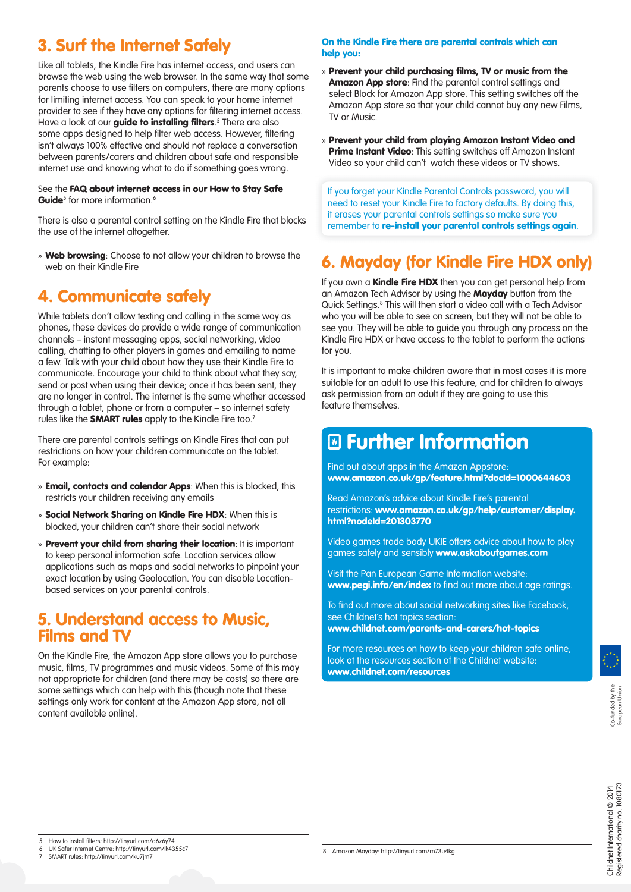## 3. Surf the Internet Safely

Like all tablets, the Kindle Fire has internet access, and users can browse the web using the web browser. In the same way that some parents choose to use filters on computers, there are many options for limiting internet access. You can speak to your home internet provider to see if they have any options for filtering internet access. Have a look at our **guide to installing filters**.[5] There are also some apps designed to help filter web access. However, filtering isn't always 100% effective and should not replace a conversation between parents/carers and children about safe and responsible internet use and knowing what to do if something goes wrong.

See the **FAQ about internet access in our How to Stay Safe Guide**[5] for more information.[6]

There is also a parental control setting on the Kindle Fire that blocks the use of the internet altogether.

» **Web browsing**: Choose to not allow your children to browse the web on their Kindle Fire

## 4. Communicate safely

While tablets don't allow texting and calling in the same way as phones, these devices do provide a wide range of communication channels – instant messaging apps, social networking, video calling, chatting to other players in games and emailing to name a few. Talk with your child about how they use their Kindle Fire to communicate. Encourage your child to think about what they say, send or post when using their device; once it has been sent, they are no longer in control. The internet is the same whether accessed through a tablet, phone or from a computer – so internet safety rules like the **SMART rules** apply to the Kindle Fire too.[7]

There are parental controls settings on Kindle Fires that can put restrictions on how your children communicate on the tablet. For example:

» **Email, contacts and calendar Apps**: When this is blocked, this restricts your children receiving any emails

» **Social Network Sharing on Kindle Fire HDX**: When this is blocked, your children can't share their social network

» **Prevent your child from sharing their location**: It is important to keep personal information safe. Location services allow applications such as maps and social networks to pinpoint your exact location by using Geolocation. You can disable Location-based services on your parental controls.

## 5. Understand access to Music, Films and TV

On the Kindle Fire, the Amazon App store allows you to purchase music, films, TV programmes and music videos. Some of this may not appropriate for children (and there may be costs) so there are some settings which can help with this (though note that these settings only work for content at the Amazon App store, not all content available online).

**On the Kindle Fire there are parental controls which can help you:**

» **Prevent your child purchasing films, TV or music from the Amazon App store**: Find the parental control settings and select Block for Amazon App store. This setting switches off the Amazon App store so that your child cannot buy any new Films, TV or Music.

» **Prevent your child from playing Amazon Instant Video and Prime Instant Video**: This setting switches off Amazon Instant Video so your child can't watch these videos or TV shows.

If you forget your Kindle Parental Controls password, you will need to reset your Kindle Fire to factory defaults. By doing this, it erases your parental controls settings so make sure you remember to **re-install your parental controls settings again**.

## 6. Mayday (for Kindle Fire HDX only)

If you own a **Kindle Fire HDX** then you can get personal help from an Amazon Tech Advisor by using the **Mayday** button from the Quick Settings.[8] This will then start a video call with a Tech Advisor who you will be able to see on screen, but they will not be able to see you. They will be able to guide you through any process on the Kindle Fire HDX or have access to the tablet to perform the actions for you.

It is important to make children aware that in most cases it is more suitable for an adult to use this feature, and for children to always ask permission from an adult if they are going to use this feature themselves.

## Further Information

Find out about apps in the Amazon Appstore: **www.amazon.co.uk/gp/feature.html?docId=1000644603**

Read Amazon's advice about Kindle Fire's parental restrictions: **www.amazon.co.uk/gp/help/customer/display.html?nodeId=201303770**

Video games trade body UKIE offers advice about how to play games safely and sensibly **www.askaboutgames.com**

Visit the Pan European Game Information website: **www.pegi.info/en/index** to find out more about age ratings.

To find out more about social networking sites like Facebook, see Childnet's hot topics section: **www.childnet.com/parents-and-carers/hot-topics**

For more resources on how to keep your children safe online, look at the resources section of the Childnet website: **www.childnet.com/resources**

Co-funded by the European Union

Childnet International © 2014
Registered charity no. 1080173

5 How to install filters: http://tinyurl.com/d6z6y74
6 UK Safer Internet Centre: http://tinyurl.com/lk4355c7
7 SMART rules: http://tinyurl.com/ku7jm7
8 Amazon Mayday: http://tinyurl.com/m73u4kg